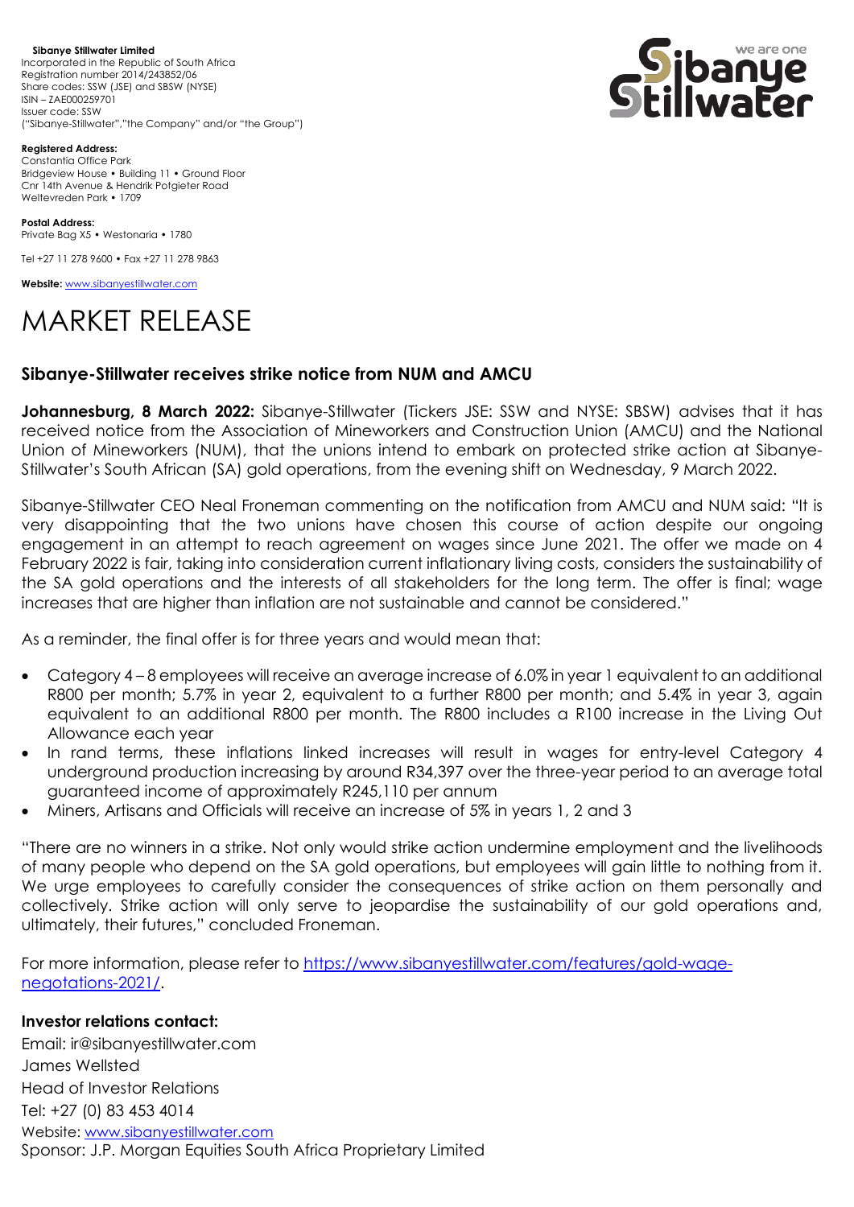**Sibanye Stillwater Limited**
Incorporated in the Republic of South Africa
Registration number 2014/243852/06
Share codes: SSW (JSE) and SBSW (NYSE)
ISIN – ZAE000259701
Issuer code: SSW
("Sibanye-Stillwater","the Company" and/or "the Group")

**Registered Address:**
Constantia Office Park
Bridgeview House • Building 11 • Ground Floor
Cnr 14th Avenue & Hendrik Potgieter Road
Weltevreden Park • 1709

**Postal Address:**
Private Bag X5 • Westonaria • 1780

Tel +27 11 278 9600 • Fax +27 11 278 9863

**Website:** www.sibanyestillwater.com

# MARKET RELEASE

## Sibanye-Stillwater receives strike notice from NUM and AMCU

**Johannesburg, 8 March 2022:** Sibanye-Stillwater (Tickers JSE: SSW and NYSE: SBSW) advises that it has received notice from the Association of Mineworkers and Construction Union (AMCU) and the National Union of Mineworkers (NUM), that the unions intend to embark on protected strike action at Sibanye-Stillwater's South African (SA) gold operations, from the evening shift on Wednesday, 9 March 2022.

Sibanye-Stillwater CEO Neal Froneman commenting on the notification from AMCU and NUM said: "It is very disappointing that the two unions have chosen this course of action despite our ongoing engagement in an attempt to reach agreement on wages since June 2021. The offer we made on 4 February 2022 is fair, taking into consideration current inflationary living costs, considers the sustainability of the SA gold operations and the interests of all stakeholders for the long term. The offer is final; wage increases that are higher than inflation are not sustainable and cannot be considered."

As a reminder, the final offer is for three years and would mean that:

- Category 4 – 8 employees will receive an average increase of 6.0% in year 1 equivalent to an additional R800 per month; 5.7% in year 2, equivalent to a further R800 per month; and 5.4% in year 3, again equivalent to an additional R800 per month. The R800 includes a R100 increase in the Living Out Allowance each year
- In rand terms, these inflations linked increases will result in wages for entry-level Category 4 underground production increasing by around R34,397 over the three-year period to an average total guaranteed income of approximately R245,110 per annum
- Miners, Artisans and Officials will receive an increase of 5% in years 1, 2 and 3

"There are no winners in a strike. Not only would strike action undermine employment and the livelihoods of many people who depend on the SA gold operations, but employees will gain little to nothing from it. We urge employees to carefully consider the consequences of strike action on them personally and collectively. Strike action will only serve to jeopardise the sustainability of our gold operations and, ultimately, their futures," concluded Froneman.

For more information, please refer to https://www.sibanyestillwater.com/features/gold-wage-negotations-2021/.

**Investor relations contact:**
Email: ir@sibanyestillwater.com
James Wellsted
Head of Investor Relations
Tel: +27 (0) 83 453 4014
Website: www.sibanyestillwater.com
Sponsor: J.P. Morgan Equities South Africa Proprietary Limited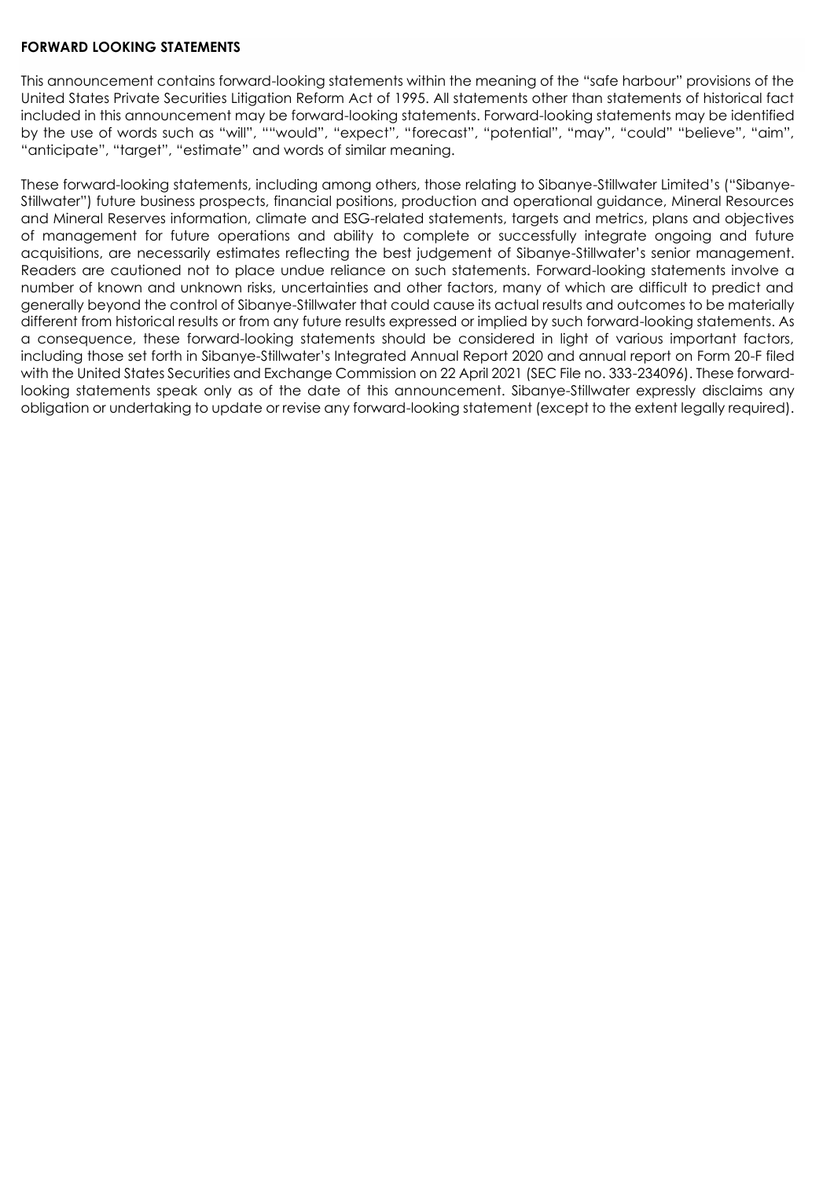**FORWARD LOOKING STATEMENTS**

This announcement contains forward-looking statements within the meaning of the "safe harbour" provisions of the United States Private Securities Litigation Reform Act of 1995. All statements other than statements of historical fact included in this announcement may be forward-looking statements. Forward-looking statements may be identified by the use of words such as "will", ""would", "expect", "forecast", "potential", "may", "could" "believe", "aim", "anticipate", "target", "estimate" and words of similar meaning.

These forward-looking statements, including among others, those relating to Sibanye-Stillwater Limited's ("Sibanye-Stillwater") future business prospects, financial positions, production and operational guidance, Mineral Resources and Mineral Reserves information, climate and ESG-related statements, targets and metrics, plans and objectives of management for future operations and ability to complete or successfully integrate ongoing and future acquisitions, are necessarily estimates reflecting the best judgement of Sibanye-Stillwater's senior management. Readers are cautioned not to place undue reliance on such statements. Forward-looking statements involve a number of known and unknown risks, uncertainties and other factors, many of which are difficult to predict and generally beyond the control of Sibanye-Stillwater that could cause its actual results and outcomes to be materially different from historical results or from any future results expressed or implied by such forward-looking statements. As a consequence, these forward-looking statements should be considered in light of various important factors, including those set forth in Sibanye-Stillwater's Integrated Annual Report 2020 and annual report on Form 20-F filed with the United States Securities and Exchange Commission on 22 April 2021 (SEC File no. 333-234096). These forward-looking statements speak only as of the date of this announcement. Sibanye-Stillwater expressly disclaims any obligation or undertaking to update or revise any forward-looking statement (except to the extent legally required).